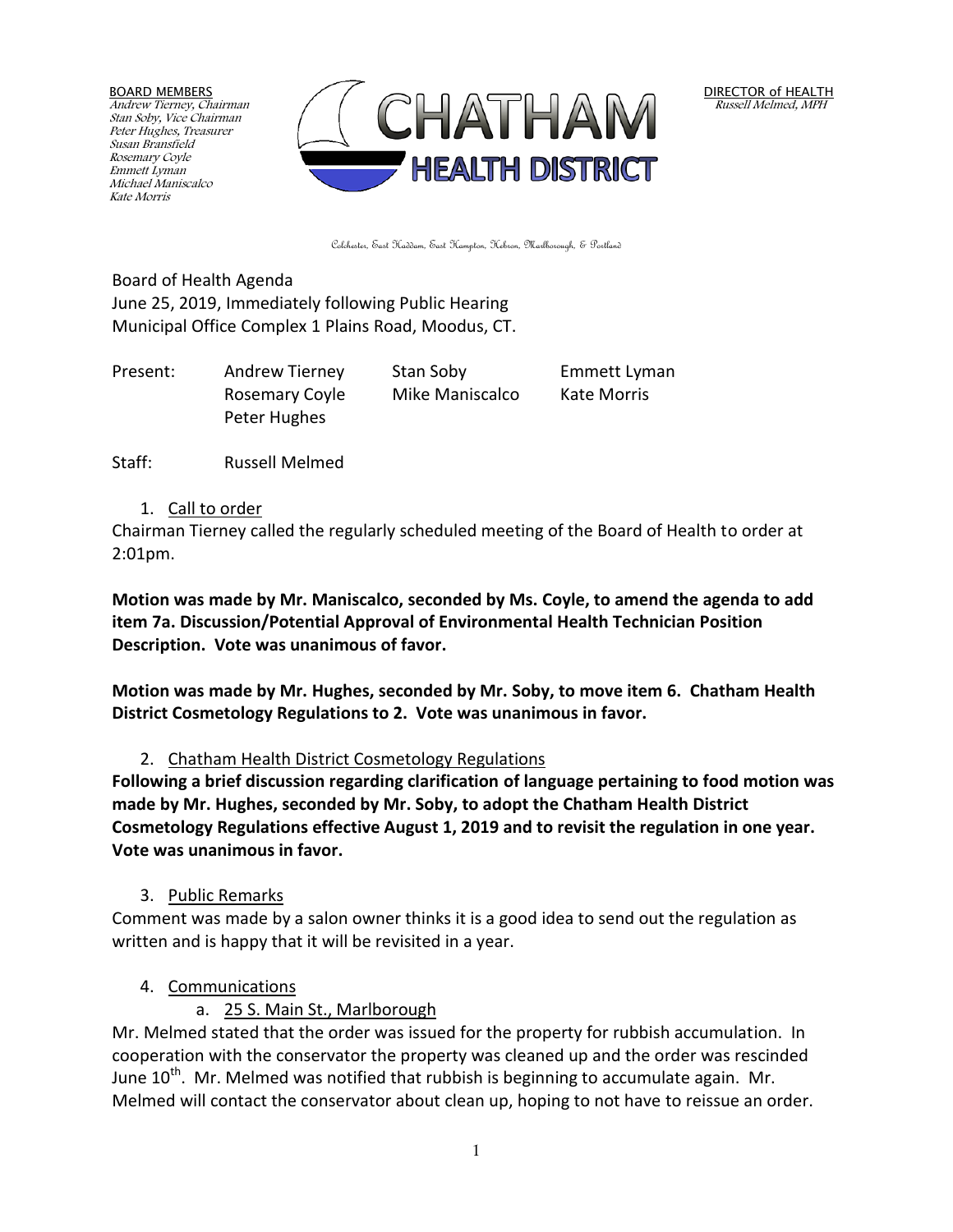BOARD MEMBERS
*Andrew Tierney, Chairman*
*Stan Soby, Vice Chairman*
*Peter Hughes, Treasurer*
*Susan Bransfield*
*Rosemary Coyle*
*Emmett Lyman*
*Michael Maniscalco*
*Kate Morris*

CHATHAM HEALTH DISTRICT

DIRECTOR of HEALTH
*Russell Melmed, MPH*

Colchester, East Haddam, East Hampton, Hebron, Marlborough, & Portland

Board of Health Agenda
June 25, 2019, Immediately following Public Hearing
Municipal Office Complex 1 Plains Road, Moodus, CT.

| Present: | Andrew Tierney | Stan Soby | Emmett Lyman |
|---|---|---|---|
| | Rosemary Coyle | Mike Maniscalco | Kate Morris |
| | Peter Hughes | | |

Staff: Russell Melmed

1. Call to order

Chairman Tierney called the regularly scheduled meeting of the Board of Health to order at 2:01pm.

**Motion was made by Mr. Maniscalco, seconded by Ms. Coyle, to amend the agenda to add item 7a. Discussion/Potential Approval of Environmental Health Technician Position Description. Vote was unanimous of favor.**

**Motion was made by Mr. Hughes, seconded by Mr. Soby, to move item 6. Chatham Health District Cosmetology Regulations to 2. Vote was unanimous in favor.**

2. Chatham Health District Cosmetology Regulations

**Following a brief discussion regarding clarification of language pertaining to food motion was made by Mr. Hughes, seconded by Mr. Soby, to adopt the Chatham Health District Cosmetology Regulations effective August 1, 2019 and to revisit the regulation in one year. Vote was unanimous in favor.**

3. Public Remarks

Comment was made by a salon owner thinks it is a good idea to send out the regulation as written and is happy that it will be revisited in a year.

4. Communications

   a. 25 S. Main St., Marlborough

Mr. Melmed stated that the order was issued for the property for rubbish accumulation. In cooperation with the conservator the property was cleaned up and the order was rescinded June 10th. Mr. Melmed was notified that rubbish is beginning to accumulate again. Mr. Melmed will contact the conservator about clean up, hoping to not have to reissue an order.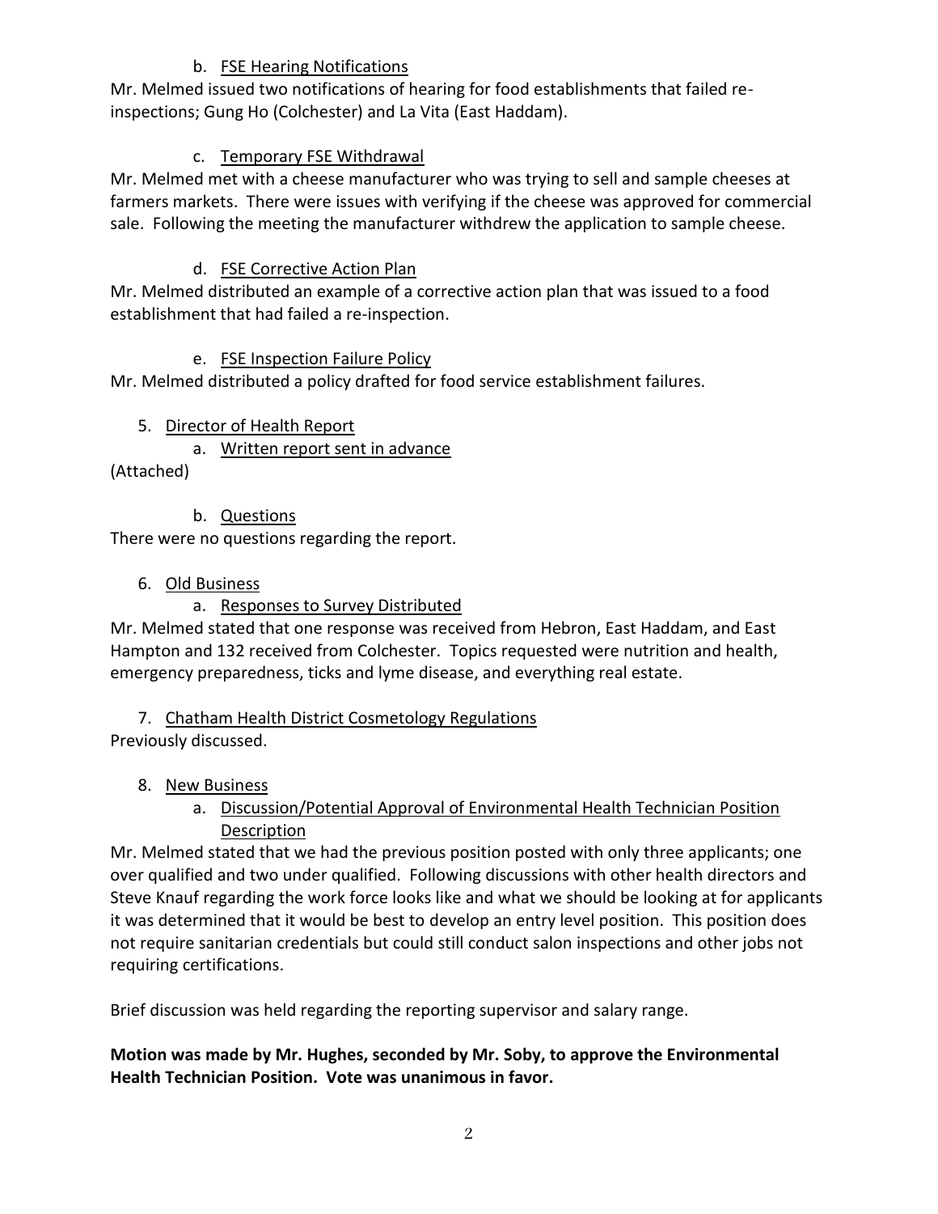b. FSE Hearing Notifications

Mr. Melmed issued two notifications of hearing for food establishments that failed re-inspections; Gung Ho (Colchester) and La Vita (East Haddam).

c. Temporary FSE Withdrawal

Mr. Melmed met with a cheese manufacturer who was trying to sell and sample cheeses at farmers markets. There were issues with verifying if the cheese was approved for commercial sale. Following the meeting the manufacturer withdrew the application to sample cheese.

d. FSE Corrective Action Plan

Mr. Melmed distributed an example of a corrective action plan that was issued to a food establishment that had failed a re-inspection.

e. FSE Inspection Failure Policy

Mr. Melmed distributed a policy drafted for food service establishment failures.

5. Director of Health Report

a. Written report sent in advance

(Attached)

b. Questions

There were no questions regarding the report.

6. Old Business

a. Responses to Survey Distributed

Mr. Melmed stated that one response was received from Hebron, East Haddam, and East Hampton and 132 received from Colchester. Topics requested were nutrition and health, emergency preparedness, ticks and lyme disease, and everything real estate.

7. Chatham Health District Cosmetology Regulations

Previously discussed.

8. New Business

a. Discussion/Potential Approval of Environmental Health Technician Position Description

Mr. Melmed stated that we had the previous position posted with only three applicants; one over qualified and two under qualified. Following discussions with other health directors and Steve Knauf regarding the work force looks like and what we should be looking at for applicants it was determined that it would be best to develop an entry level position. This position does not require sanitarian credentials but could still conduct salon inspections and other jobs not requiring certifications.

Brief discussion was held regarding the reporting supervisor and salary range.

**Motion was made by Mr. Hughes, seconded by Mr. Soby, to approve the Environmental Health Technician Position. Vote was unanimous in favor.**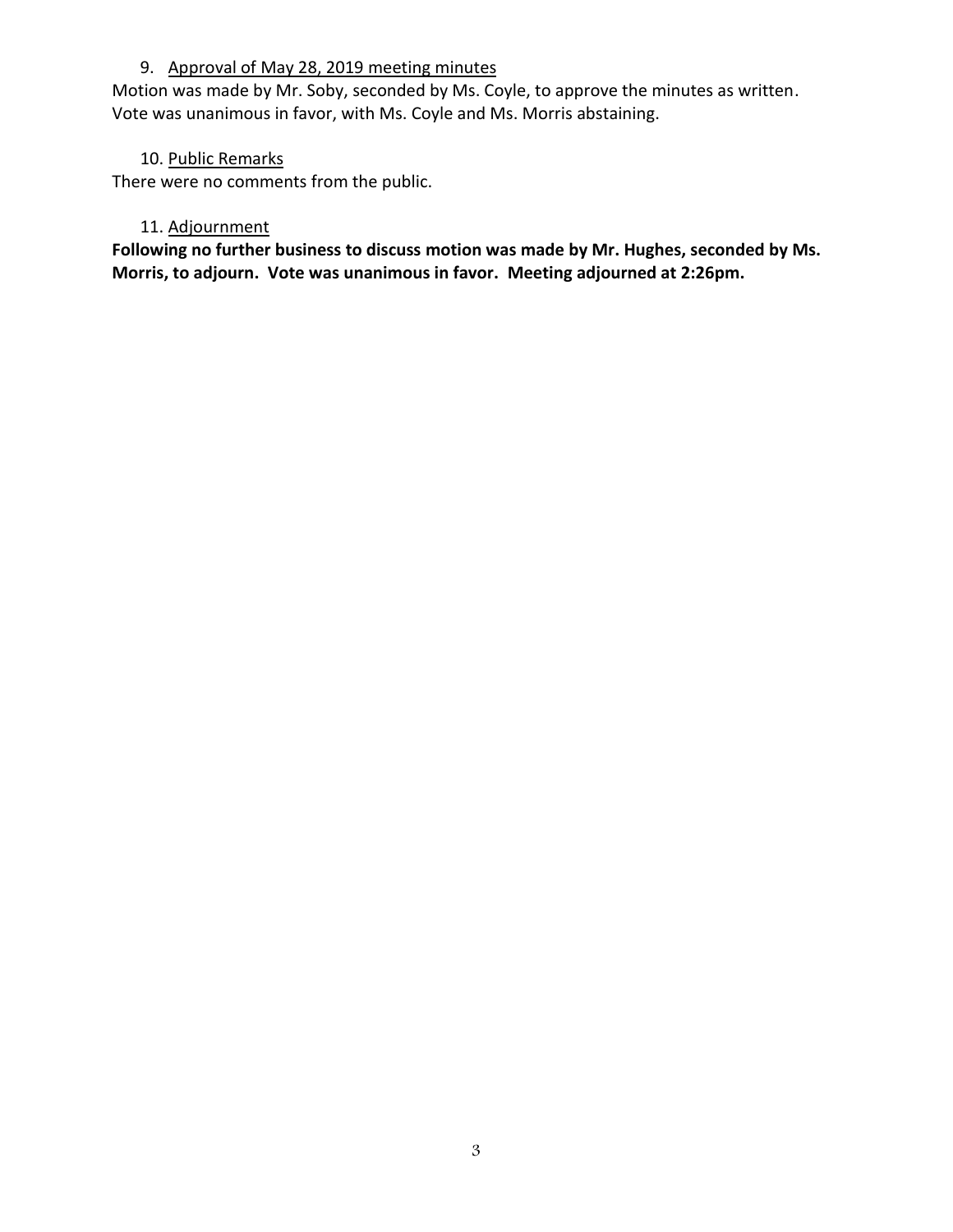9. Approval of May 28, 2019 meeting minutes

Motion was made by Mr. Soby, seconded by Ms. Coyle, to approve the minutes as written. Vote was unanimous in favor, with Ms. Coyle and Ms. Morris abstaining.

10. Public Remarks

There were no comments from the public.

11. Adjournment

**Following no further business to discuss motion was made by Mr. Hughes, seconded by Ms. Morris, to adjourn. Vote was unanimous in favor. Meeting adjourned at 2:26pm.**